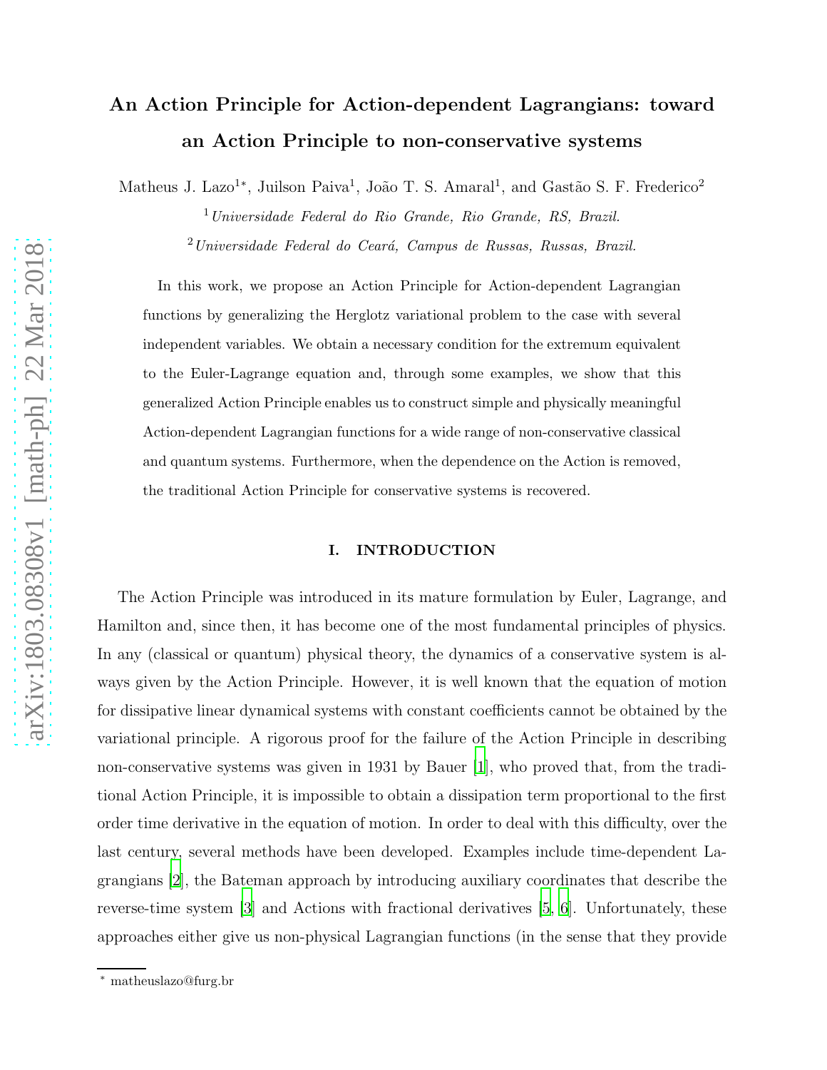# An Action Principle for Action-dependent Lagrangians: toward an Action Principle to non-conservative systems

Matheus J. Lazo[1*], Juilson Paiva[1], João T. S. Amaral[1], and Gastão S. F. Frederico[2]

[1] *Universidade Federal do Rio Grande, Rio Grande, RS, Brazil.*

[2] *Universidade Federal do Ceará, Campus de Russas, Russas, Brazil.*

In this work, we propose an Action Principle for Action-dependent Lagrangian functions by generalizing the Herglotz variational problem to the case with several independent variables. We obtain a necessary condition for the extremum equivalent to the Euler-Lagrange equation and, through some examples, we show that this generalized Action Principle enables us to construct simple and physically meaningful Action-dependent Lagrangian functions for a wide range of non-conservative classical and quantum systems. Furthermore, when the dependence on the Action is removed, the traditional Action Principle for conservative systems is recovered.

## I. INTRODUCTION

The Action Principle was introduced in its mature formulation by Euler, Lagrange, and Hamilton and, since then, it has become one of the most fundamental principles of physics. In any (classical or quantum) physical theory, the dynamics of a conservative system is always given by the Action Principle. However, it is well known that the equation of motion for dissipative linear dynamical systems with constant coefficients cannot be obtained by the variational principle. A rigorous proof for the failure of the Action Principle in describing non-conservative systems was given in 1931 by Bauer [1], who proved that, from the traditional Action Principle, it is impossible to obtain a dissipation term proportional to the first order time derivative in the equation of motion. In order to deal with this difficulty, over the last century, several methods have been developed. Examples include time-dependent Lagrangians [2], the Bateman approach by introducing auxiliary coordinates that describe the reverse-time system [3] and Actions with fractional derivatives [5, 6]. Unfortunately, these approaches either give us non-physical Lagrangian functions (in the sense that they provide

* matheuslazo@furg.br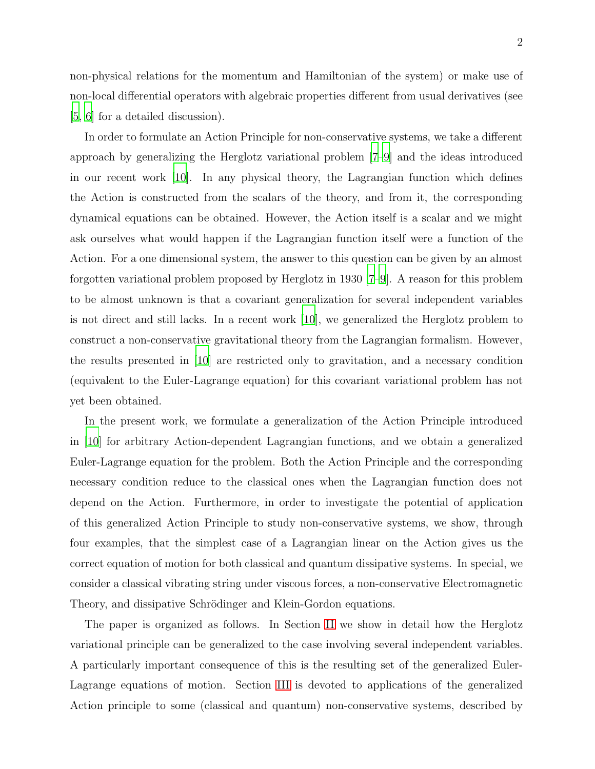non-physical relations for the momentum and Hamiltonian of the system) or make use of non-local differential operators with algebraic properties different from usual derivatives (see [5, 6] for a detailed discussion).

In order to formulate an Action Principle for non-conservative systems, we take a different approach by generalizing the Herglotz variational problem [7–9] and the ideas introduced in our recent work [10]. In any physical theory, the Lagrangian function which defines the Action is constructed from the scalars of the theory, and from it, the corresponding dynamical equations can be obtained. However, the Action itself is a scalar and we might ask ourselves what would happen if the Lagrangian function itself were a function of the Action. For a one dimensional system, the answer to this question can be given by an almost forgotten variational problem proposed by Herglotz in 1930 [7–9]. A reason for this problem to be almost unknown is that a covariant generalization for several independent variables is not direct and still lacks. In a recent work [10], we generalized the Herglotz problem to construct a non-conservative gravitational theory from the Lagrangian formalism. However, the results presented in [10] are restricted only to gravitation, and a necessary condition (equivalent to the Euler-Lagrange equation) for this covariant variational problem has not yet been obtained.

In the present work, we formulate a generalization of the Action Principle introduced in [10] for arbitrary Action-dependent Lagrangian functions, and we obtain a generalized Euler-Lagrange equation for the problem. Both the Action Principle and the corresponding necessary condition reduce to the classical ones when the Lagrangian function does not depend on the Action. Furthermore, in order to investigate the potential of application of this generalized Action Principle to study non-conservative systems, we show, through four examples, that the simplest case of a Lagrangian linear on the Action gives us the correct equation of motion for both classical and quantum dissipative systems. In special, we consider a classical vibrating string under viscous forces, a non-conservative Electromagnetic Theory, and dissipative Schrödinger and Klein-Gordon equations.

The paper is organized as follows. In Section II we show in detail how the Herglotz variational principle can be generalized to the case involving several independent variables. A particularly important consequence of this is the resulting set of the generalized Euler-Lagrange equations of motion. Section III is devoted to applications of the generalized Action principle to some (classical and quantum) non-conservative systems, described by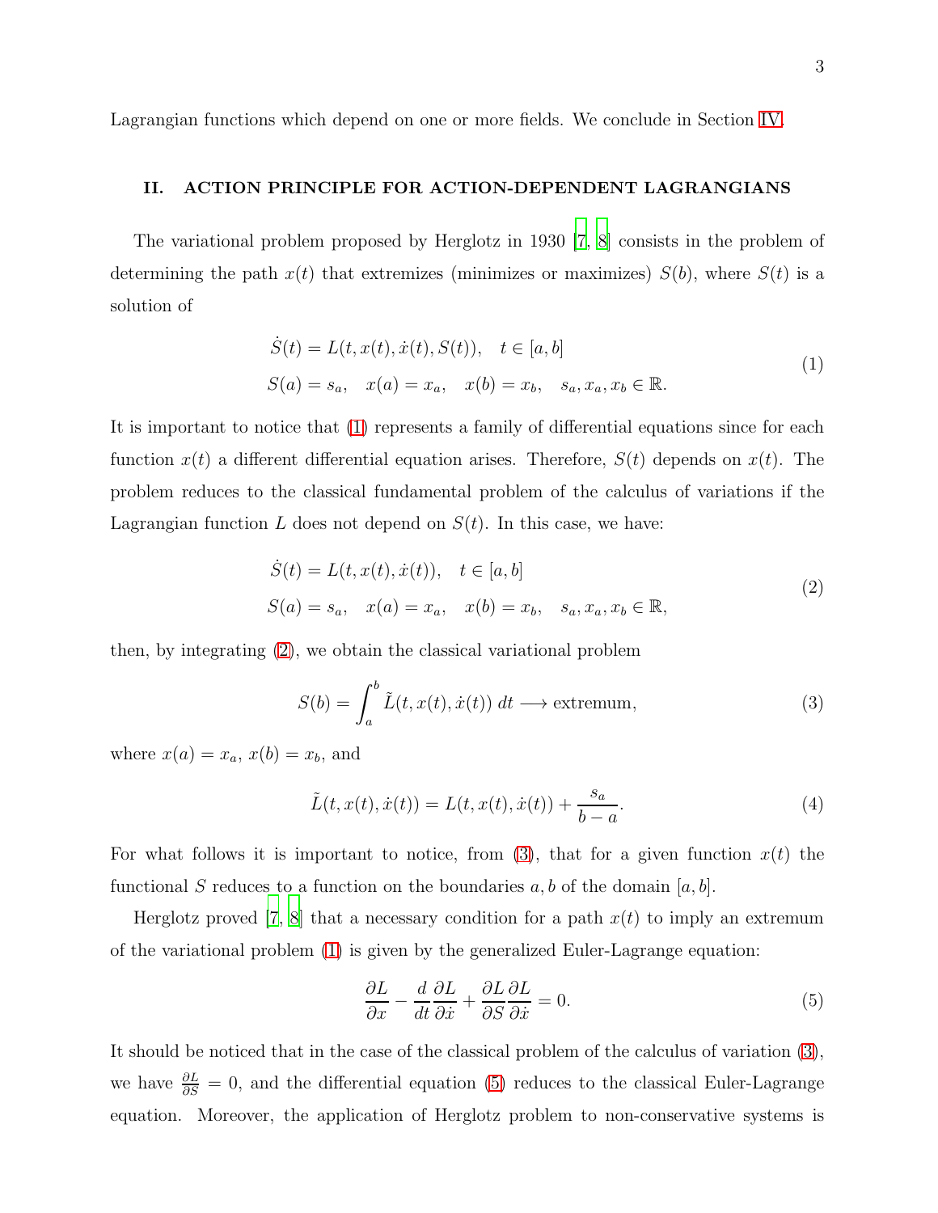Lagrangian functions which depend on one or more fields. We conclude in Section IV.

## II. ACTION PRINCIPLE FOR ACTION-DEPENDENT LAGRANGIANS

The variational problem proposed by Herglotz in 1930 [7, 8] consists in the problem of determining the path $x(t)$ that extremizes (minimizes or maximizes) $S(b)$, where $S(t)$ is a solution of

$$
\begin{aligned}
&\dot{S}(t) = L(t, x(t), \dot{x}(t), S(t)), \quad t \in [a, b] \\
&S(a) = s_a, \quad x(a) = x_a, \quad x(b) = x_b, \quad s_a, x_a, x_b \in \mathbb{R}.
\end{aligned}
\tag{1}
$$

It is important to notice that (1) represents a family of differential equations since for each function $x(t)$ a different differential equation arises. Therefore, $S(t)$ depends on $x(t)$. The problem reduces to the classical fundamental problem of the calculus of variations if the Lagrangian function $L$ does not depend on $S(t)$. In this case, we have:

$$
\begin{aligned}
&\dot{S}(t) = L(t, x(t), \dot{x}(t)), \quad t \in [a, b] \\
&S(a) = s_a, \quad x(a) = x_a, \quad x(b) = x_b, \quad s_a, x_a, x_b \in \mathbb{R},
\end{aligned}
\tag{2}
$$

then, by integrating (2), we obtain the classical variational problem

$$
S(b) = \int_a^b \tilde{L}(t, x(t), \dot{x}(t))\, dt \longrightarrow \text{extremum}, \tag{3}
$$

where $x(a) = x_a$, $x(b) = x_b$, and

$$
\tilde{L}(t, x(t), \dot{x}(t)) = L(t, x(t), \dot{x}(t)) + \frac{s_a}{b-a}. \tag{4}
$$

For what follows it is important to notice, from (3), that for a given function $x(t)$ the functional $S$ reduces to a function on the boundaries $a, b$ of the domain $[a, b]$.

Herglotz proved [7, 8] that a necessary condition for a path $x(t)$ to imply an extremum of the variational problem (1) is given by the generalized Euler-Lagrange equation:

$$
\frac{\partial L}{\partial x} - \frac{d}{dt}\frac{\partial L}{\partial \dot{x}} + \frac{\partial L}{\partial S}\frac{\partial L}{\partial \dot{x}} = 0. \tag{5}
$$

It should be noticed that in the case of the classical problem of the calculus of variation (3), we have $\frac{\partial L}{\partial S} = 0$, and the differential equation (5) reduces to the classical Euler-Lagrange equation. Moreover, the application of Herglotz problem to non-conservative systems is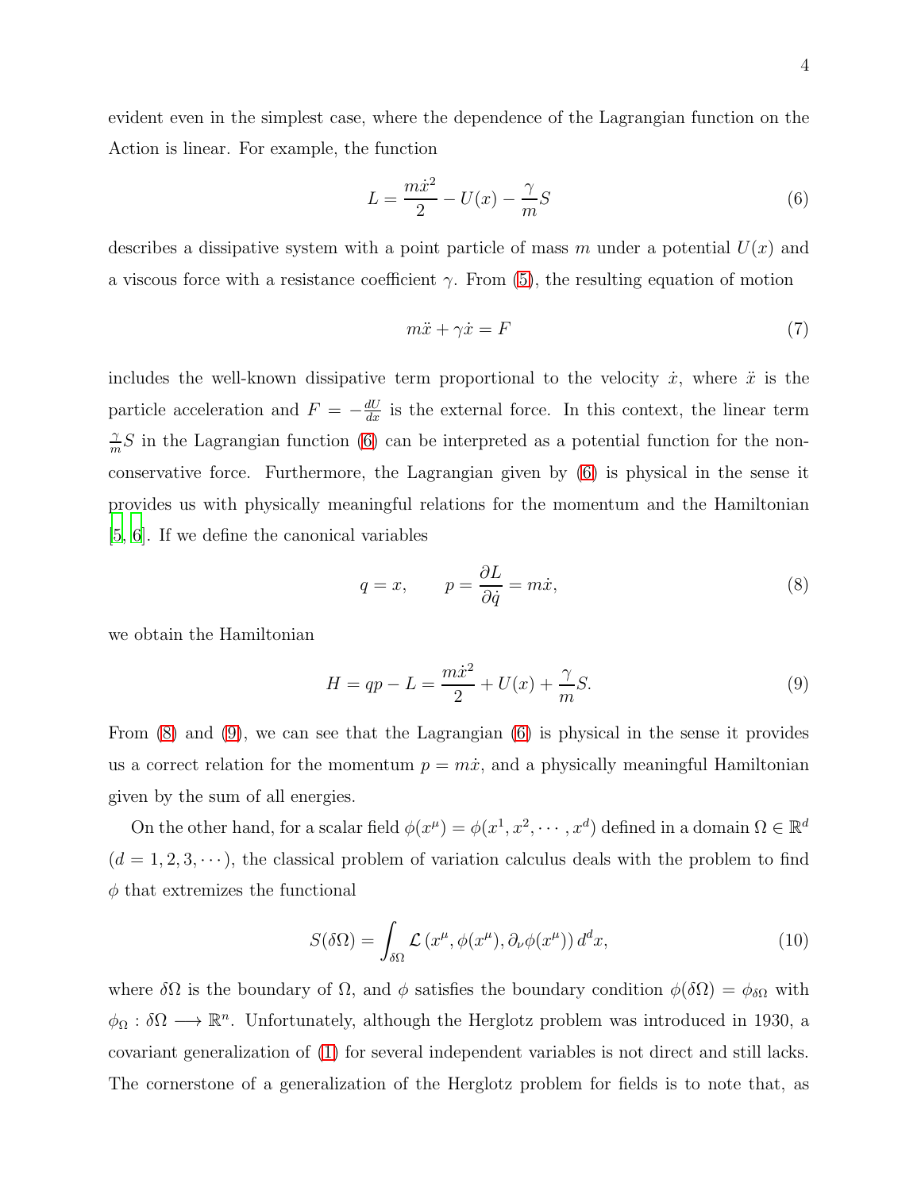evident even in the simplest case, where the dependence of the Lagrangian function on the Action is linear. For example, the function

$$L = \frac{m\dot{x}^2}{2} - U(x) - \frac{\gamma}{m}S \tag{6}$$

describes a dissipative system with a point particle of mass $m$ under a potential $U(x)$ and a viscous force with a resistance coefficient $\gamma$. From (5), the resulting equation of motion

$$m\ddot{x} + \gamma\dot{x} = F \tag{7}$$

includes the well-known dissipative term proportional to the velocity $\dot{x}$, where $\ddot{x}$ is the particle acceleration and $F = -\frac{dU}{dx}$ is the external force. In this context, the linear term $\frac{\gamma}{m}S$ in the Lagrangian function (6) can be interpreted as a potential function for the non-conservative force. Furthermore, the Lagrangian given by (6) is physical in the sense it provides us with physically meaningful relations for the momentum and the Hamiltonian [5, 6]. If we define the canonical variables

$$q = x, \qquad p = \frac{\partial L}{\partial \dot{q}} = m\dot{x}, \tag{8}$$

we obtain the Hamiltonian

$$H = qp - L = \frac{m\dot{x}^2}{2} + U(x) + \frac{\gamma}{m}S. \tag{9}$$

From (8) and (9), we can see that the Lagrangian (6) is physical in the sense it provides us a correct relation for the momentum $p = m\dot{x}$, and a physically meaningful Hamiltonian given by the sum of all energies.

On the other hand, for a scalar field $\phi(x^\mu) = \phi(x^1, x^2, \cdots, x^d)$ defined in a domain $\Omega \in \mathbb{R}^d$ $(d = 1, 2, 3, \cdots)$, the classical problem of variation calculus deals with the problem to find $\phi$ that extremizes the functional

$$S(\delta\Omega) = \int_{\delta\Omega} \mathcal{L}\left(x^\mu, \phi(x^\mu), \partial_\nu \phi(x^\mu)\right) d^d x, \tag{10}$$

where $\delta\Omega$ is the boundary of $\Omega$, and $\phi$ satisfies the boundary condition $\phi(\delta\Omega) = \phi_{\delta\Omega}$ with $\phi_\Omega : \delta\Omega \longrightarrow \mathbb{R}^n$. Unfortunately, although the Herglotz problem was introduced in 1930, a covariant generalization of (1) for several independent variables is not direct and still lacks. The cornerstone of a generalization of the Herglotz problem for fields is to note that, as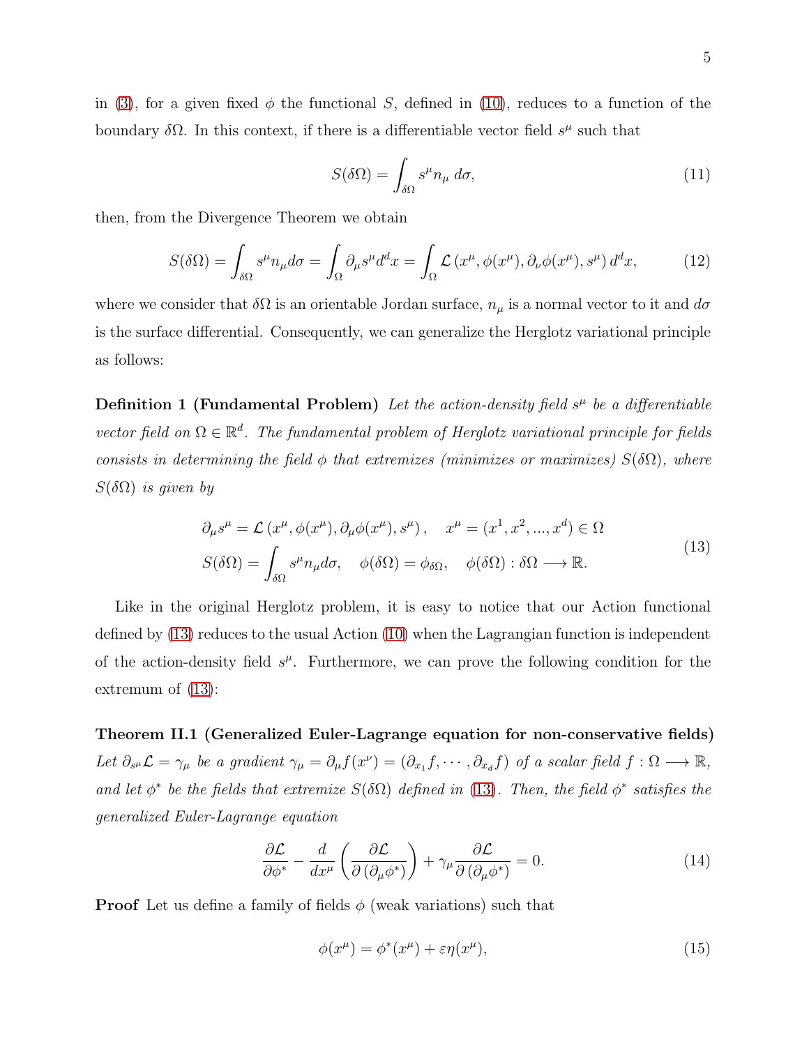in (3), for a given fixed $\phi$ the functional $S$, defined in (10), reduces to a function of the boundary $\delta\Omega$. In this context, if there is a differentiable vector field $s^\mu$ such that

$$S(\delta\Omega) = \int_{\delta\Omega} s^\mu n_\mu \, d\sigma, \tag{11}$$

then, from the Divergence Theorem we obtain

$$S(\delta\Omega) = \int_{\delta\Omega} s^\mu n_\mu d\sigma = \int_\Omega \partial_\mu s^\mu d^d x = \int_\Omega \mathcal{L}\left(x^\mu, \phi(x^\mu), \partial_\nu \phi(x^\mu), s^\mu\right) d^d x, \tag{12}$$

where we consider that $\delta\Omega$ is an orientable Jordan surface, $n_\mu$ is a normal vector to it and $d\sigma$ is the surface differential. Consequently, we can generalize the Herglotz variational principle as follows:

**Definition 1 (Fundamental Problem)** *Let the action-density field $s^\mu$ be a differentiable vector field on $\Omega \in \mathbb{R}^d$. The fundamental problem of Herglotz variational principle for fields consists in determining the field $\phi$ that extremizes (minimizes or maximizes) $S(\delta\Omega)$, where $S(\delta\Omega)$ is given by*

$$\begin{aligned}
&\partial_\mu s^\mu = \mathcal{L}\left(x^\mu, \phi(x^\mu), \partial_\mu \phi(x^\mu), s^\mu\right), \quad x^\mu = (x^1, x^2, ..., x^d) \in \Omega \\
&S(\delta\Omega) = \int_{\delta\Omega} s^\mu n_\mu d\sigma, \quad \phi(\delta\Omega) = \phi_{\delta\Omega}, \quad \phi(\delta\Omega) : \delta\Omega \longrightarrow \mathbb{R}.
\end{aligned} \tag{13}$$

Like in the original Herglotz problem, it is easy to notice that our Action functional defined by (13) reduces to the usual Action (10) when the Lagrangian function is independent of the action-density field $s^\mu$. Furthermore, we can prove the following condition for the extremum of (13):

**Theorem II.1 (Generalized Euler-Lagrange equation for non-conservative fields)** *Let $\partial_{s^\mu} \mathcal{L} = \gamma_\mu$ be a gradient $\gamma_\mu = \partial_\mu f(x^\nu) = (\partial_{x_1} f, \cdots, \partial_{x_d} f)$ of a scalar field $f : \Omega \longrightarrow \mathbb{R}$, and let $\phi^*$ be the fields that extremize $S(\delta\Omega)$ defined in (13). Then, the field $\phi^*$ satisfies the generalized Euler-Lagrange equation*

$$\frac{\partial \mathcal{L}}{\partial \phi^*} - \frac{d}{dx^\mu}\left(\frac{\partial \mathcal{L}}{\partial\left(\partial_\mu \phi^*\right)}\right) + \gamma_\mu \frac{\partial \mathcal{L}}{\partial\left(\partial_\mu \phi^*\right)} = 0. \tag{14}$$

**Proof** Let us define a family of fields $\phi$ (weak variations) such that

$$\phi(x^\mu) = \phi^*(x^\mu) + \varepsilon \eta(x^\mu), \tag{15}$$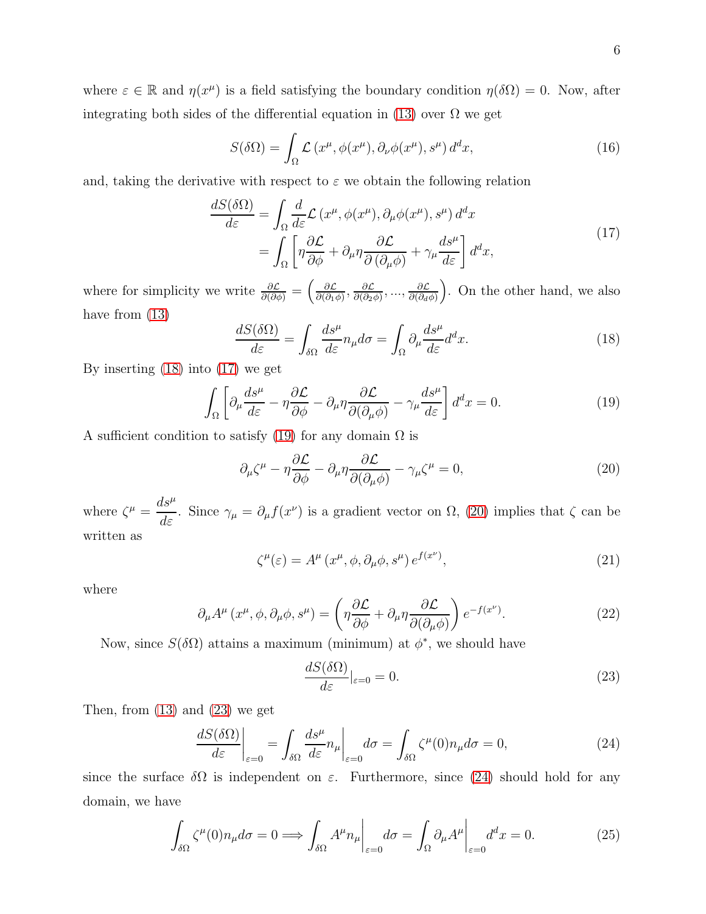where $\varepsilon \in \mathbb{R}$ and $\eta(x^\mu)$ is a field satisfying the boundary condition $\eta(\delta\Omega) = 0$. Now, after integrating both sides of the differential equation in (13) over $\Omega$ we get

$$S(\delta\Omega) = \int_\Omega \mathcal{L}\left(x^\mu, \phi(x^\mu), \partial_\nu\phi(x^\mu), s^\mu\right) d^d x, \tag{16}$$

and, taking the derivative with respect to $\varepsilon$ we obtain the following relation

$$\begin{aligned} \frac{dS(\delta\Omega)}{d\varepsilon} &= \int_\Omega \frac{d}{d\varepsilon}\mathcal{L}\left(x^\mu, \phi(x^\mu), \partial_\mu\phi(x^\mu), s^\mu\right) d^d x \\ &= \int_\Omega \left[\eta\frac{\partial\mathcal{L}}{\partial\phi} + \partial_\mu\eta\frac{\partial\mathcal{L}}{\partial\left(\partial_\mu\phi\right)} + \gamma_\mu\frac{ds^\mu}{d\varepsilon}\right] d^d x, \end{aligned} \tag{17}$$

where for simplicity we write $\frac{\partial\mathcal{L}}{\partial(\partial\phi)} = \left(\frac{\partial\mathcal{L}}{\partial(\partial_1\phi)}, \frac{\partial\mathcal{L}}{\partial(\partial_2\phi)}, ..., \frac{\partial\mathcal{L}}{\partial(\partial_d\phi)}\right)$. On the other hand, we also have from (13)

$$\frac{dS(\delta\Omega)}{d\varepsilon} = \int_{\delta\Omega} \frac{ds^\mu}{d\varepsilon} n_\mu d\sigma = \int_\Omega \partial_\mu \frac{ds^\mu}{d\varepsilon} d^d x. \tag{18}$$

By inserting (18) into (17) we get

$$\int_\Omega \left[\partial_\mu\frac{ds^\mu}{d\varepsilon} - \eta\frac{\partial\mathcal{L}}{\partial\phi} - \partial_\mu\eta\frac{\partial\mathcal{L}}{\partial(\partial_\mu\phi)} - \gamma_\mu\frac{ds^\mu}{d\varepsilon}\right] d^d x = 0. \tag{19}$$

A sufficient condition to satisfy (19) for any domain $\Omega$ is

$$\partial_\mu\zeta^\mu - \eta\frac{\partial\mathcal{L}}{\partial\phi} - \partial_\mu\eta\frac{\partial\mathcal{L}}{\partial(\partial_\mu\phi)} - \gamma_\mu\zeta^\mu = 0, \tag{20}$$

where $\zeta^\mu = \dfrac{ds^\mu}{d\varepsilon}$. Since $\gamma_\mu = \partial_\mu f(x^\nu)$ is a gradient vector on $\Omega$, (20) implies that $\zeta$ can be written as

$$\zeta^\mu(\varepsilon) = A^\mu\left(x^\mu, \phi, \partial_\mu\phi, s^\mu\right) e^{f(x^\nu)}, \tag{21}$$

where

$$\partial_\mu A^\mu\left(x^\mu, \phi, \partial_\mu\phi, s^\mu\right) = \left(\eta\frac{\partial\mathcal{L}}{\partial\phi} + \partial_\mu\eta\frac{\partial\mathcal{L}}{\partial(\partial_\mu\phi)}\right) e^{-f(x^\nu)}. \tag{22}$$

Now, since $S(\delta\Omega)$ attains a maximum (minimum) at $\phi^*$, we should have

$$\frac{dS(\delta\Omega)}{d\varepsilon}|_{\varepsilon=0} = 0. \tag{23}$$

Then, from (13) and (23) we get

$$\left.\frac{dS(\delta\Omega)}{d\varepsilon}\right|_{\varepsilon=0} = \int_{\delta\Omega} \left.\frac{ds^\mu}{d\varepsilon} n_\mu\right|_{\varepsilon=0} d\sigma = \int_{\delta\Omega} \zeta^\mu(0) n_\mu d\sigma = 0, \tag{24}$$

since the surface $\delta\Omega$ is independent on $\varepsilon$. Furthermore, since (24) should hold for any domain, we have

$$\int_{\delta\Omega} \zeta^\mu(0) n_\mu d\sigma = 0 \Longrightarrow \int_{\delta\Omega} A^\mu n_\mu\Big|_{\varepsilon=0} d\sigma = \int_\Omega \partial_\mu A^\mu\Big|_{\varepsilon=0} d^d x = 0. \tag{25}$$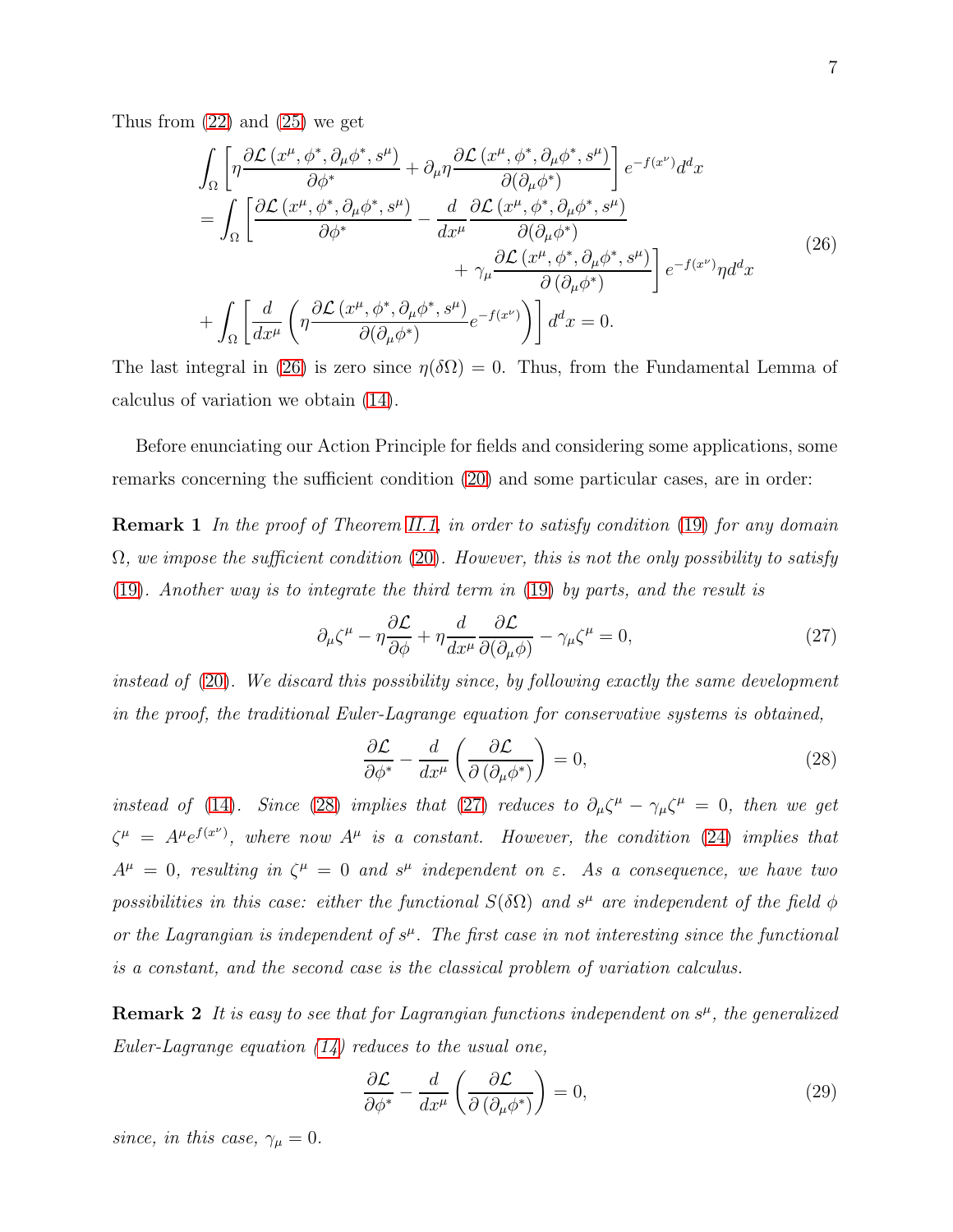Thus from (22) and (25) we get

$$
\begin{aligned}
&\int_\Omega \left[\eta \frac{\partial \mathcal{L}\left(x^\mu, \phi^*, \partial_\mu \phi^*, s^\mu\right)}{\partial \phi^*} + \partial_\mu \eta \frac{\partial \mathcal{L}\left(x^\mu, \phi^*, \partial_\mu \phi^*, s^\mu\right)}{\partial(\partial_\mu \phi^*)}\right] e^{-f(x^\nu)} d^d x \\
&= \int_\Omega \left[\frac{\partial \mathcal{L}\left(x^\mu, \phi^*, \partial_\mu \phi^*, s^\mu\right)}{\partial \phi^*} - \frac{d}{dx^\mu}\frac{\partial \mathcal{L}\left(x^\mu, \phi^*, \partial_\mu \phi^*, s^\mu\right)}{\partial(\partial_\mu \phi^*)} \right. \\
&\qquad\qquad \left. + \gamma_\mu \frac{\partial \mathcal{L}\left(x^\mu, \phi^*, \partial_\mu \phi^*, s^\mu\right)}{\partial\left(\partial_\mu \phi^*\right)}\right] e^{-f(x^\nu)} \eta d^d x \\
&+ \int_\Omega \left[\frac{d}{dx^\mu}\left(\eta \frac{\partial \mathcal{L}\left(x^\mu, \phi^*, \partial_\mu \phi^*, s^\mu\right)}{\partial(\partial_\mu \phi^*)} e^{-f(x^\nu)}\right)\right] d^d x = 0.
\end{aligned}
\tag{26}
$$

The last integral in (26) is zero since $\eta(\delta\Omega) = 0$. Thus, from the Fundamental Lemma of calculus of variation we obtain (14).

Before enunciating our Action Principle for fields and considering some applications, some remarks concerning the sufficient condition (20) and some particular cases, are in order:

**Remark 1** *In the proof of Theorem II.1, in order to satisfy condition* (19) *for any domain* $\Omega$*, we impose the sufficient condition* (20)*. However, this is not the only possibility to satisfy* (19)*. Another way is to integrate the third term in* (19) *by parts, and the result is*

$$
\partial_\mu \zeta^\mu - \eta \frac{\partial \mathcal{L}}{\partial \phi} + \eta \frac{d}{dx^\mu}\frac{\partial \mathcal{L}}{\partial(\partial_\mu \phi)} - \gamma_\mu \zeta^\mu = 0, \tag{27}
$$

*instead of* (20)*. We discard this possibility since, by following exactly the same development in the proof, the traditional Euler-Lagrange equation for conservative systems is obtained,*

$$
\frac{\partial \mathcal{L}}{\partial \phi^*} - \frac{d}{dx^\mu}\left(\frac{\partial \mathcal{L}}{\partial\left(\partial_\mu \phi^*\right)}\right) = 0, \tag{28}
$$

*instead of* (14)*. Since* (28) *implies that* (27) *reduces to* $\partial_\mu \zeta^\mu - \gamma_\mu \zeta^\mu = 0$*, then we get* $\zeta^\mu = A^\mu e^{f(x^\nu)}$*, where now* $A^\mu$ *is a constant. However, the condition* (24) *implies that* $A^\mu = 0$*, resulting in* $\zeta^\mu = 0$ *and* $s^\mu$ *independent on* $\varepsilon$*. As a consequence, we have two possibilities in this case: either the functional* $S(\delta\Omega)$ *and* $s^\mu$ *are independent of the field* $\phi$ *or the Lagrangian is independent of* $s^\mu$*. The first case in not interesting since the functional is a constant, and the second case is the classical problem of variation calculus.*

**Remark 2** *It is easy to see that for Lagrangian functions independent on* $s^\mu$*, the generalized Euler-Lagrange equation (14) reduces to the usual one,*

$$
\frac{\partial \mathcal{L}}{\partial \phi^*} - \frac{d}{dx^\mu}\left(\frac{\partial \mathcal{L}}{\partial\left(\partial_\mu \phi^*\right)}\right) = 0, \tag{29}
$$

*since, in this case,* $\gamma_\mu = 0$*.*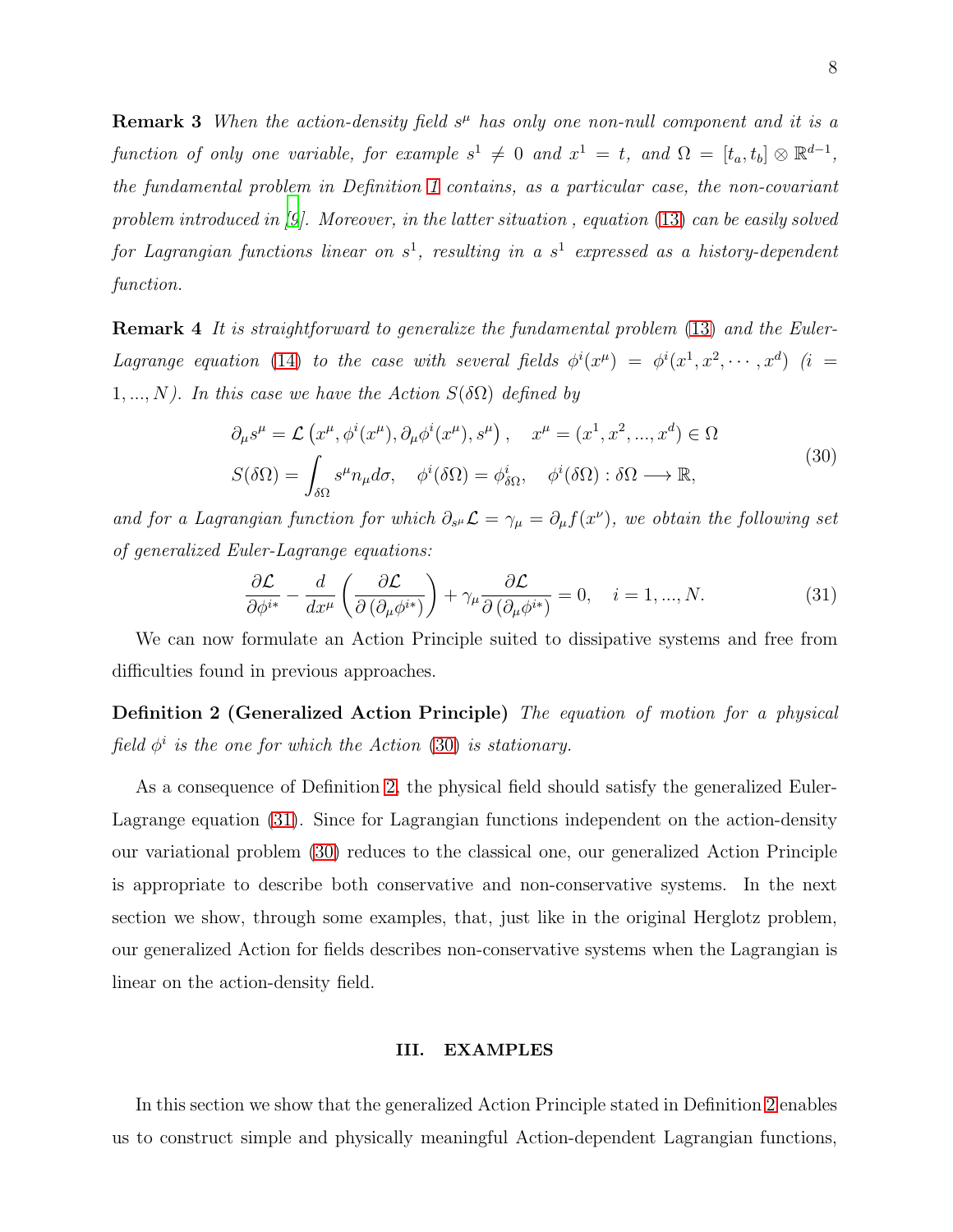**Remark 3** *When the action-density field $s^\mu$ has only one non-null component and it is a function of only one variable, for example $s^1 \neq 0$ and $x^1 = t$, and $\Omega = [t_a, t_b] \otimes \mathbb{R}^{d-1}$, the fundamental problem in Definition 1 contains, as a particular case, the non-covariant problem introduced in [9]. Moreover, in the latter situation , equation (13) can be easily solved for Lagrangian functions linear on $s^1$, resulting in a $s^1$ expressed as a history-dependent function.*

**Remark 4** *It is straightforward to generalize the fundamental problem (13) and the Euler-Lagrange equation (14) to the case with several fields $\phi^i(x^\mu) = \phi^i(x^1, x^2, \cdots, x^d)$ ($i = 1, ..., N$). In this case we have the Action $S(\delta\Omega)$ defined by*

$$
\begin{aligned}
&\partial_\mu s^\mu = \mathcal{L}\left(x^\mu, \phi^i(x^\mu), \partial_\mu \phi^i(x^\mu), s^\mu\right), \quad x^\mu = (x^1, x^2, ..., x^d) \in \Omega \\
&S(\delta\Omega) = \int_{\delta\Omega} s^\mu n_\mu d\sigma, \quad \phi^i(\delta\Omega) = \phi^i_{\delta\Omega}, \quad \phi^i(\delta\Omega) : \delta\Omega \longrightarrow \mathbb{R},
\end{aligned}
\tag{30}
$$

*and for a Lagrangian function for which $\partial_{s^\mu}\mathcal{L} = \gamma_\mu = \partial_\mu f(x^\nu)$, we obtain the following set of generalized Euler-Lagrange equations:*

$$
\frac{\partial \mathcal{L}}{\partial \phi^{i*}} - \frac{d}{dx^\mu}\left(\frac{\partial \mathcal{L}}{\partial\left(\partial_\mu \phi^{i*}\right)}\right) + \gamma_\mu \frac{\partial \mathcal{L}}{\partial\left(\partial_\mu \phi^{i*}\right)} = 0, \quad i = 1, ..., N. \tag{31}
$$

We can now formulate an Action Principle suited to dissipative systems and free from difficulties found in previous approaches.

**Definition 2 (Generalized Action Principle)** *The equation of motion for a physical field $\phi^i$ is the one for which the Action (30) is stationary.*

As a consequence of Definition 2, the physical field should satisfy the generalized Euler-Lagrange equation (31). Since for Lagrangian functions independent on the action-density our variational problem (30) reduces to the classical one, our generalized Action Principle is appropriate to describe both conservative and non-conservative systems. In the next section we show, through some examples, that, just like in the original Herglotz problem, our generalized Action for fields describes non-conservative systems when the Lagrangian is linear on the action-density field.

## III. EXAMPLES

In this section we show that the generalized Action Principle stated in Definition 2 enables us to construct simple and physically meaningful Action-dependent Lagrangian functions,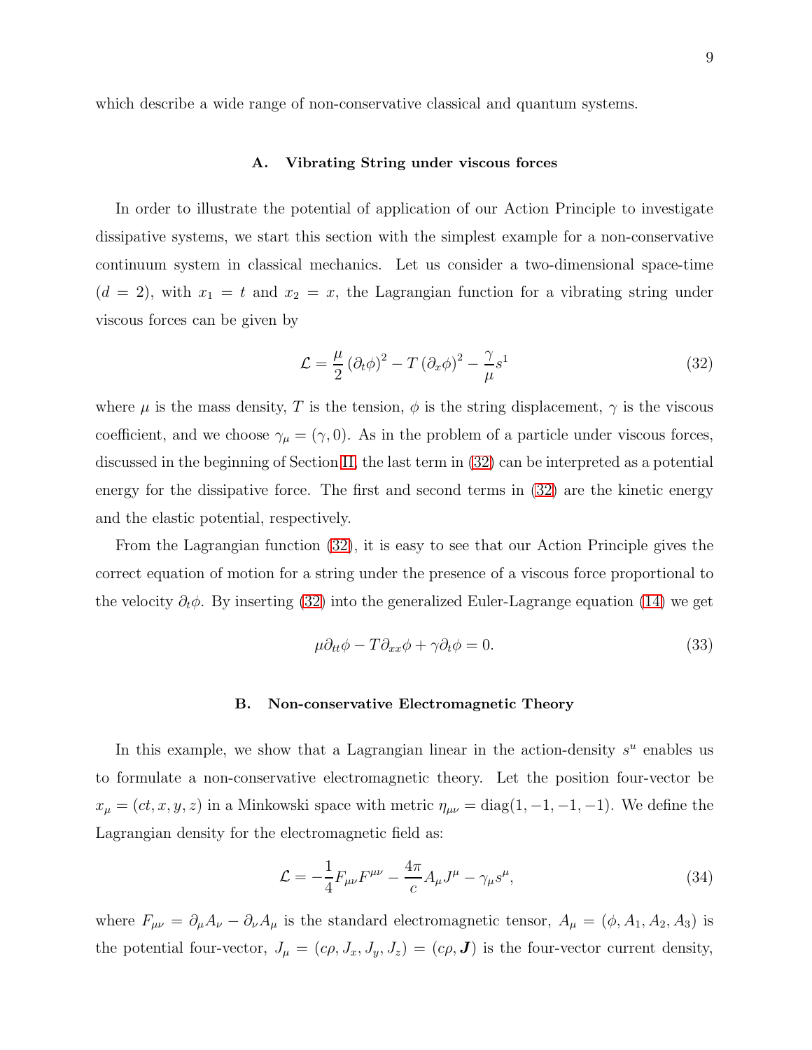which describe a wide range of non-conservative classical and quantum systems.

### A. Vibrating String under viscous forces

In order to illustrate the potential of application of our Action Principle to investigate dissipative systems, we start this section with the simplest example for a non-conservative continuum system in classical mechanics. Let us consider a two-dimensional space-time ($d = 2$), with $x_1 = t$ and $x_2 = x$, the Lagrangian function for a vibrating string under viscous forces can be given by

$$\mathcal{L} = \frac{\mu}{2}\left(\partial_t \phi\right)^2 - T\left(\partial_x \phi\right)^2 - \frac{\gamma}{\mu} s^1 \tag{32}$$

where $\mu$ is the mass density, $T$ is the tension, $\phi$ is the string displacement, $\gamma$ is the viscous coefficient, and we choose $\gamma_\mu = (\gamma, 0)$. As in the problem of a particle under viscous forces, discussed in the beginning of Section II, the last term in (32) can be interpreted as a potential energy for the dissipative force. The first and second terms in (32) are the kinetic energy and the elastic potential, respectively.

From the Lagrangian function (32), it is easy to see that our Action Principle gives the correct equation of motion for a string under the presence of a viscous force proportional to the velocity $\partial_t \phi$. By inserting (32) into the generalized Euler-Lagrange equation (14) we get

$$\mu \partial_{tt} \phi - T \partial_{xx} \phi + \gamma \partial_t \phi = 0. \tag{33}$$

### B. Non-conservative Electromagnetic Theory

In this example, we show that a Lagrangian linear in the action-density $s^u$ enables us to formulate a non-conservative electromagnetic theory. Let the position four-vector be $x_\mu = (ct, x, y, z)$ in a Minkowski space with metric $\eta_{\mu\nu} = \mathrm{diag}(1, -1, -1, -1)$. We define the Lagrangian density for the electromagnetic field as:

$$\mathcal{L} = -\frac{1}{4} F_{\mu\nu} F^{\mu\nu} - \frac{4\pi}{c} A_\mu J^\mu - \gamma_\mu s^\mu, \tag{34}$$

where $F_{\mu\nu} = \partial_\mu A_\nu - \partial_\nu A_\mu$ is the standard electromagnetic tensor, $A_\mu = (\phi, A_1, A_2, A_3)$ is the potential four-vector, $J_\mu = (c\rho, J_x, J_y, J_z) = (c\rho, \boldsymbol{J})$ is the four-vector current density,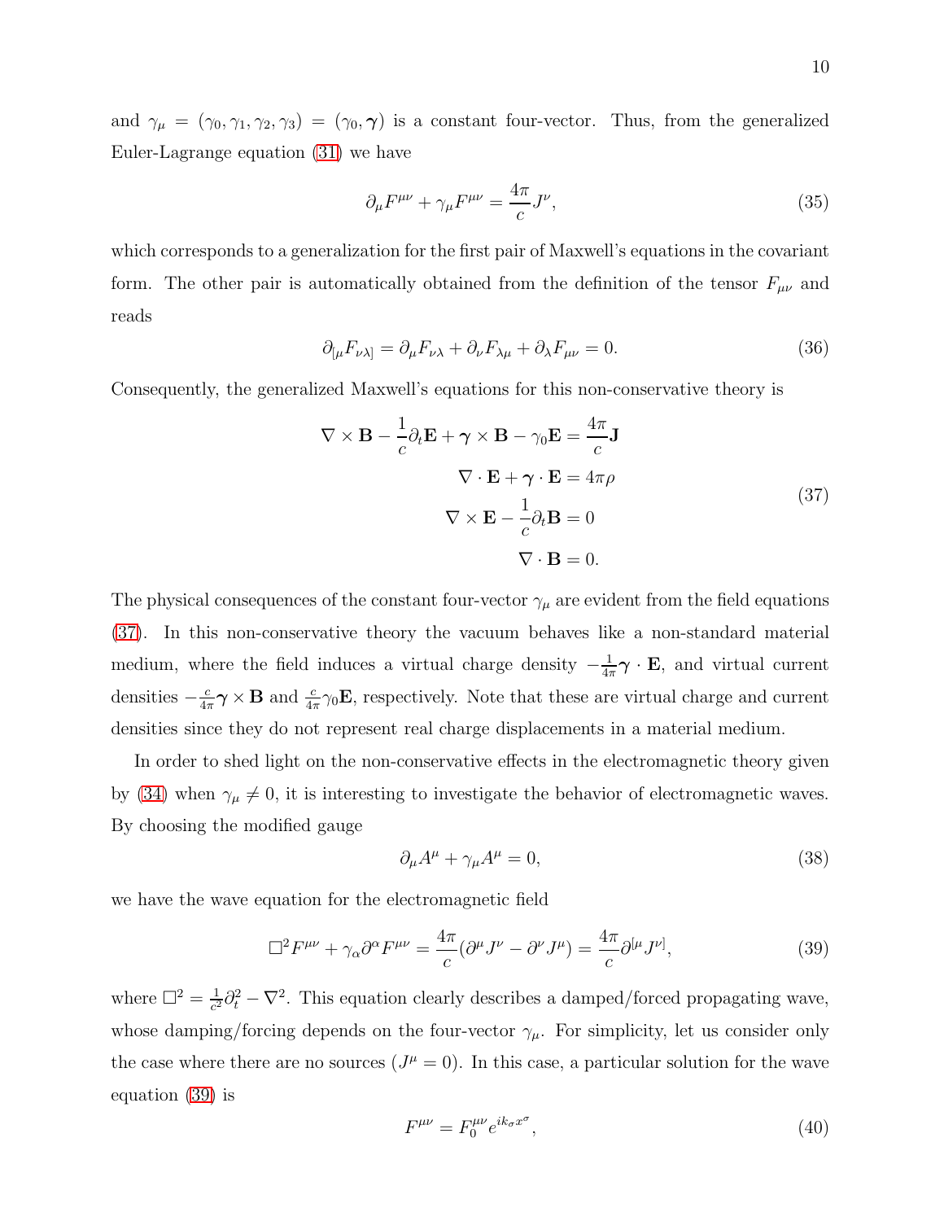and $\gamma_\mu = (\gamma_0, \gamma_1, \gamma_2, \gamma_3) = (\gamma_0, \boldsymbol{\gamma})$ is a constant four-vector. Thus, from the generalized Euler-Lagrange equation (31) we have

$$\partial_\mu F^{\mu\nu} + \gamma_\mu F^{\mu\nu} = \frac{4\pi}{c} J^\nu, \tag{35}$$

which corresponds to a generalization for the first pair of Maxwell's equations in the covariant form. The other pair is automatically obtained from the definition of the tensor $F_{\mu\nu}$ and reads

$$\partial_{[\mu} F_{\nu\lambda]} = \partial_\mu F_{\nu\lambda} + \partial_\nu F_{\lambda\mu} + \partial_\lambda F_{\mu\nu} = 0. \tag{36}$$

Consequently, the generalized Maxwell's equations for this non-conservative theory is

$$\begin{aligned}
\nabla \times \mathbf{B} - \frac{1}{c}\partial_t \mathbf{E} + \boldsymbol{\gamma} \times \mathbf{B} - \gamma_0 \mathbf{E} &= \frac{4\pi}{c}\mathbf{J} \\
\nabla \cdot \mathbf{E} + \boldsymbol{\gamma} \cdot \mathbf{E} &= 4\pi\rho \\
\nabla \times \mathbf{E} - \frac{1}{c}\partial_t \mathbf{B} &= 0 \\
\nabla \cdot \mathbf{B} &= 0.
\end{aligned} \tag{37}$$

The physical consequences of the constant four-vector $\gamma_\mu$ are evident from the field equations (37). In this non-conservative theory the vacuum behaves like a non-standard material medium, where the field induces a virtual charge density $-\frac{1}{4\pi}\boldsymbol{\gamma} \cdot \mathbf{E}$, and virtual current densities $-\frac{c}{4\pi}\boldsymbol{\gamma} \times \mathbf{B}$ and $\frac{c}{4\pi}\gamma_0 \mathbf{E}$, respectively. Note that these are virtual charge and current densities since they do not represent real charge displacements in a material medium.

In order to shed light on the non-conservative effects in the electromagnetic theory given by (34) when $\gamma_\mu \neq 0$, it is interesting to investigate the behavior of electromagnetic waves. By choosing the modified gauge

$$\partial_\mu A^\mu + \gamma_\mu A^\mu = 0, \tag{38}$$

we have the wave equation for the electromagnetic field

$$\Box^2 F^{\mu\nu} + \gamma_\alpha \partial^\alpha F^{\mu\nu} = \frac{4\pi}{c}(\partial^\mu J^\nu - \partial^\nu J^\mu) = \frac{4\pi}{c}\partial^{[\mu} J^{\nu]}, \tag{39}$$

where $\Box^2 = \frac{1}{c^2}\partial_t^2 - \nabla^2$. This equation clearly describes a damped/forced propagating wave, whose damping/forcing depends on the four-vector $\gamma_\mu$. For simplicity, let us consider only the case where there are no sources ($J^\mu = 0$). In this case, a particular solution for the wave equation (39) is

$$F^{\mu\nu} = F_0^{\mu\nu} e^{ik_\sigma x^\sigma}, \tag{40}$$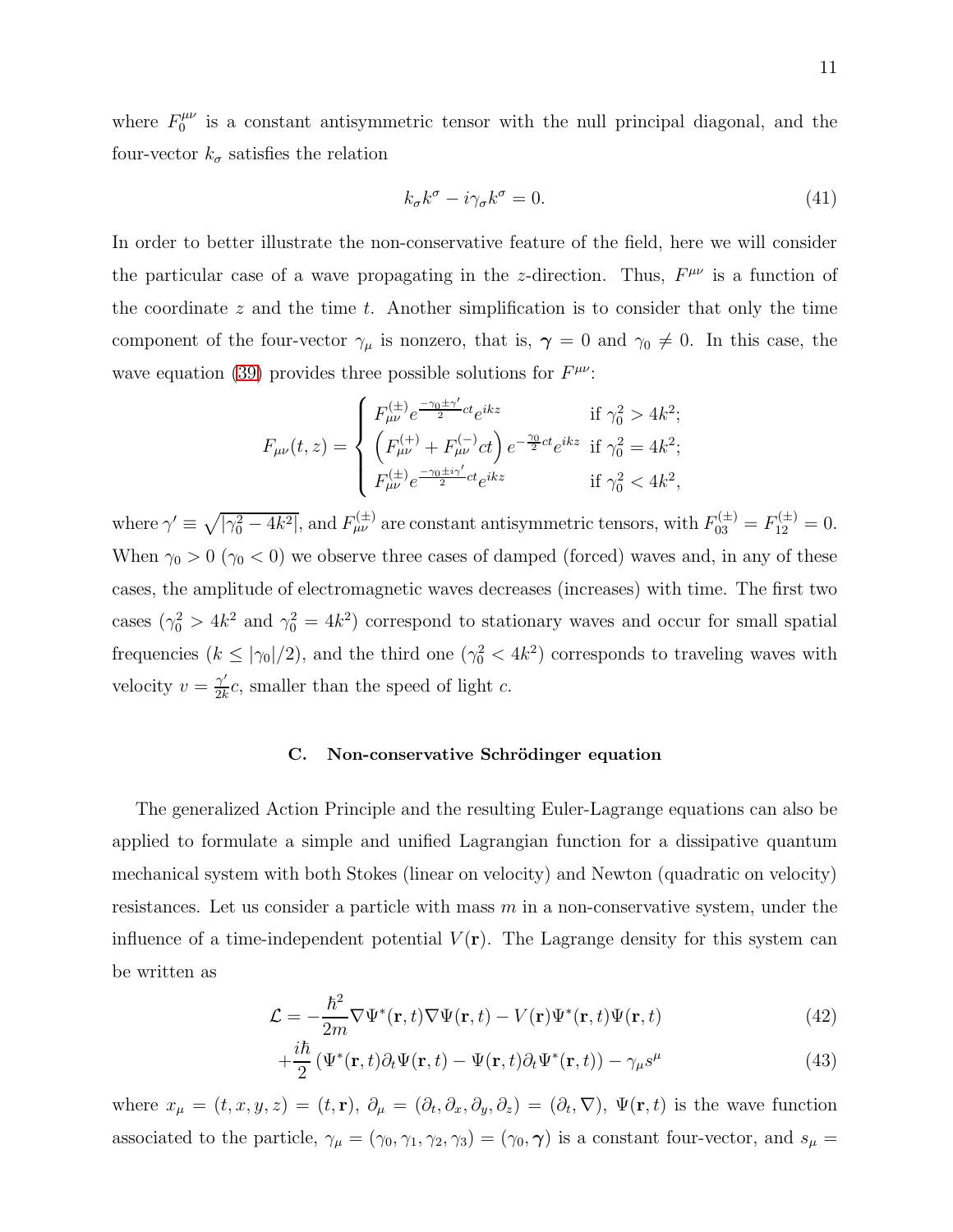where $F_0^{\mu\nu}$ is a constant antisymmetric tensor with the null principal diagonal, and the four-vector $k_\sigma$ satisfies the relation

$$k_\sigma k^\sigma - i\gamma_\sigma k^\sigma = 0. \tag{41}$$

In order to better illustrate the non-conservative feature of the field, here we will consider the particular case of a wave propagating in the $z$-direction. Thus, $F^{\mu\nu}$ is a function of the coordinate $z$ and the time $t$. Another simplification is to consider that only the time component of the four-vector $\gamma_\mu$ is nonzero, that is, $\boldsymbol{\gamma} = 0$ and $\gamma_0 \neq 0$. In this case, the wave equation (39) provides three possible solutions for $F^{\mu\nu}$:

$$F_{\mu\nu}(t,z) = \begin{cases} F_{\mu\nu}^{(\pm)} e^{\frac{-\gamma_0 \pm \gamma'}{2}ct} e^{ikz} & \text{if } \gamma_0^2 > 4k^2; \\ \left(F_{\mu\nu}^{(+)} + F_{\mu\nu}^{(-)} ct\right) e^{-\frac{\gamma_0}{2}ct} e^{ikz} & \text{if } \gamma_0^2 = 4k^2; \\ F_{\mu\nu}^{(\pm)} e^{\frac{-\gamma_0 \pm i\gamma'}{2}ct} e^{ikz} & \text{if } \gamma_0^2 < 4k^2, \end{cases}$$

where $\gamma' \equiv \sqrt{|\gamma_0^2 - 4k^2|}$, and $F_{\mu\nu}^{(\pm)}$ are constant antisymmetric tensors, with $F_{03}^{(\pm)} = F_{12}^{(\pm)} = 0$. When $\gamma_0 > 0$ ($\gamma_0 < 0$) we observe three cases of damped (forced) waves and, in any of these cases, the amplitude of electromagnetic waves decreases (increases) with time. The first two cases ($\gamma_0^2 > 4k^2$ and $\gamma_0^2 = 4k^2$) correspond to stationary waves and occur for small spatial frequencies ($k \leq |\gamma_0|/2$), and the third one ($\gamma_0^2 < 4k^2$) corresponds to traveling waves with velocity $v = \frac{\gamma'}{2k}c$, smaller than the speed of light $c$.

### C. Non-conservative Schrödinger equation

The generalized Action Principle and the resulting Euler-Lagrange equations can also be applied to formulate a simple and unified Lagrangian function for a dissipative quantum mechanical system with both Stokes (linear on velocity) and Newton (quadratic on velocity) resistances. Let us consider a particle with mass $m$ in a non-conservative system, under the influence of a time-independent potential $V(\mathbf{r})$. The Lagrange density for this system can be written as

$$\mathcal{L} = -\frac{\hbar^2}{2m}\nabla\Psi^*(\mathbf{r},t)\nabla\Psi(\mathbf{r},t) - V(\mathbf{r})\Psi^*(\mathbf{r},t)\Psi(\mathbf{r},t) \tag{42}$$

$$+\frac{i\hbar}{2}\left(\Psi^*(\mathbf{r},t)\partial_t\Psi(\mathbf{r},t) - \Psi(\mathbf{r},t)\partial_t\Psi^*(\mathbf{r},t)\right) - \gamma_\mu s^\mu \tag{43}$$

where $x_\mu = (t,x,y,z) = (t,\mathbf{r})$, $\partial_\mu = (\partial_t,\partial_x,\partial_y,\partial_z) = (\partial_t,\nabla)$, $\Psi(\mathbf{r},t)$ is the wave function associated to the particle, $\gamma_\mu = (\gamma_0,\gamma_1,\gamma_2,\gamma_3) = (\gamma_0,\boldsymbol{\gamma})$ is a constant four-vector, and $s_\mu =$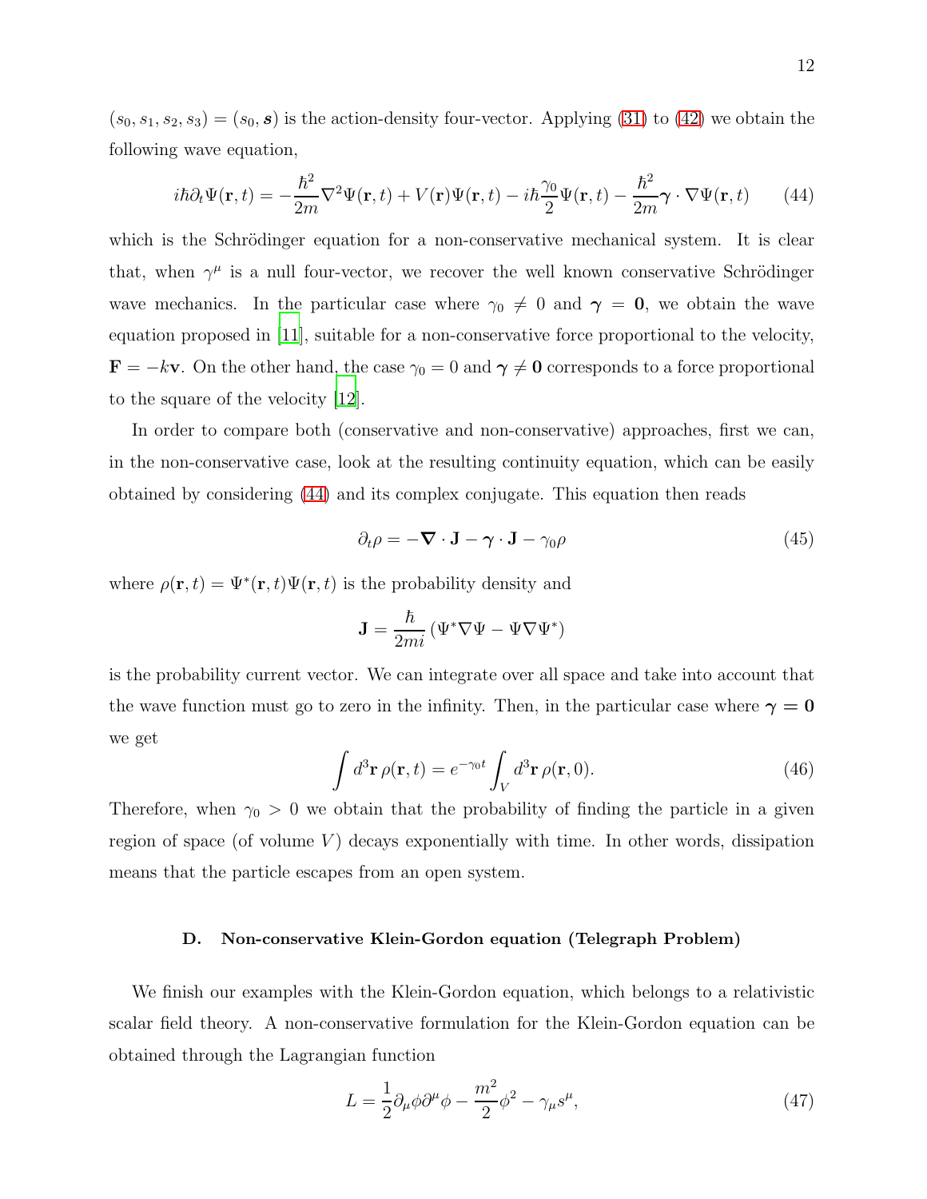$(s_0, s_1, s_2, s_3) = (s_0, \boldsymbol{s})$ is the action-density four-vector. Applying (31) to (42) we obtain the following wave equation,

$$i\hbar\partial_t\Psi(\mathbf{r},t) = -\frac{\hbar^2}{2m}\nabla^2\Psi(\mathbf{r},t) + V(\mathbf{r})\Psi(\mathbf{r},t) - i\hbar\frac{\gamma_0}{2}\Psi(\mathbf{r},t) - \frac{\hbar^2}{2m}\boldsymbol{\gamma}\cdot\nabla\Psi(\mathbf{r},t) \tag{44}$$

which is the Schrödinger equation for a non-conservative mechanical system. It is clear that, when $\gamma^\mu$ is a null four-vector, we recover the well known conservative Schrödinger wave mechanics. In the particular case where $\gamma_0 \neq 0$ and $\boldsymbol{\gamma} = \mathbf{0}$, we obtain the wave equation proposed in [11], suitable for a non-conservative force proportional to the velocity, $\mathbf{F} = -k\mathbf{v}$. On the other hand, the case $\gamma_0 = 0$ and $\boldsymbol{\gamma} \neq \mathbf{0}$ corresponds to a force proportional to the square of the velocity [12].

In order to compare both (conservative and non-conservative) approaches, first we can, in the non-conservative case, look at the resulting continuity equation, which can be easily obtained by considering (44) and its complex conjugate. This equation then reads

$$\partial_t\rho = -\boldsymbol{\nabla}\cdot\mathbf{J} - \boldsymbol{\gamma}\cdot\mathbf{J} - \gamma_0\rho \tag{45}$$

where $\rho(\mathbf{r},t) = \Psi^*(\mathbf{r},t)\Psi(\mathbf{r},t)$ is the probability density and

$$\mathbf{J} = \frac{\hbar}{2mi}\left(\Psi^*\nabla\Psi - \Psi\nabla\Psi^*\right)$$

is the probability current vector. We can integrate over all space and take into account that the wave function must go to zero in the infinity. Then, in the particular case where $\boldsymbol{\gamma} = \mathbf{0}$ we get

$$\int d^3\mathbf{r}\,\rho(\mathbf{r},t) = e^{-\gamma_0 t}\int_V d^3\mathbf{r}\,\rho(\mathbf{r},0). \tag{46}$$

Therefore, when $\gamma_0 > 0$ we obtain that the probability of finding the particle in a given region of space (of volume $V$) decays exponentially with time. In other words, dissipation means that the particle escapes from an open system.

### D. Non-conservative Klein-Gordon equation (Telegraph Problem)

We finish our examples with the Klein-Gordon equation, which belongs to a relativistic scalar field theory. A non-conservative formulation for the Klein-Gordon equation can be obtained through the Lagrangian function

$$L = \frac{1}{2}\partial_\mu\phi\partial^\mu\phi - \frac{m^2}{2}\phi^2 - \gamma_\mu s^\mu, \tag{47}$$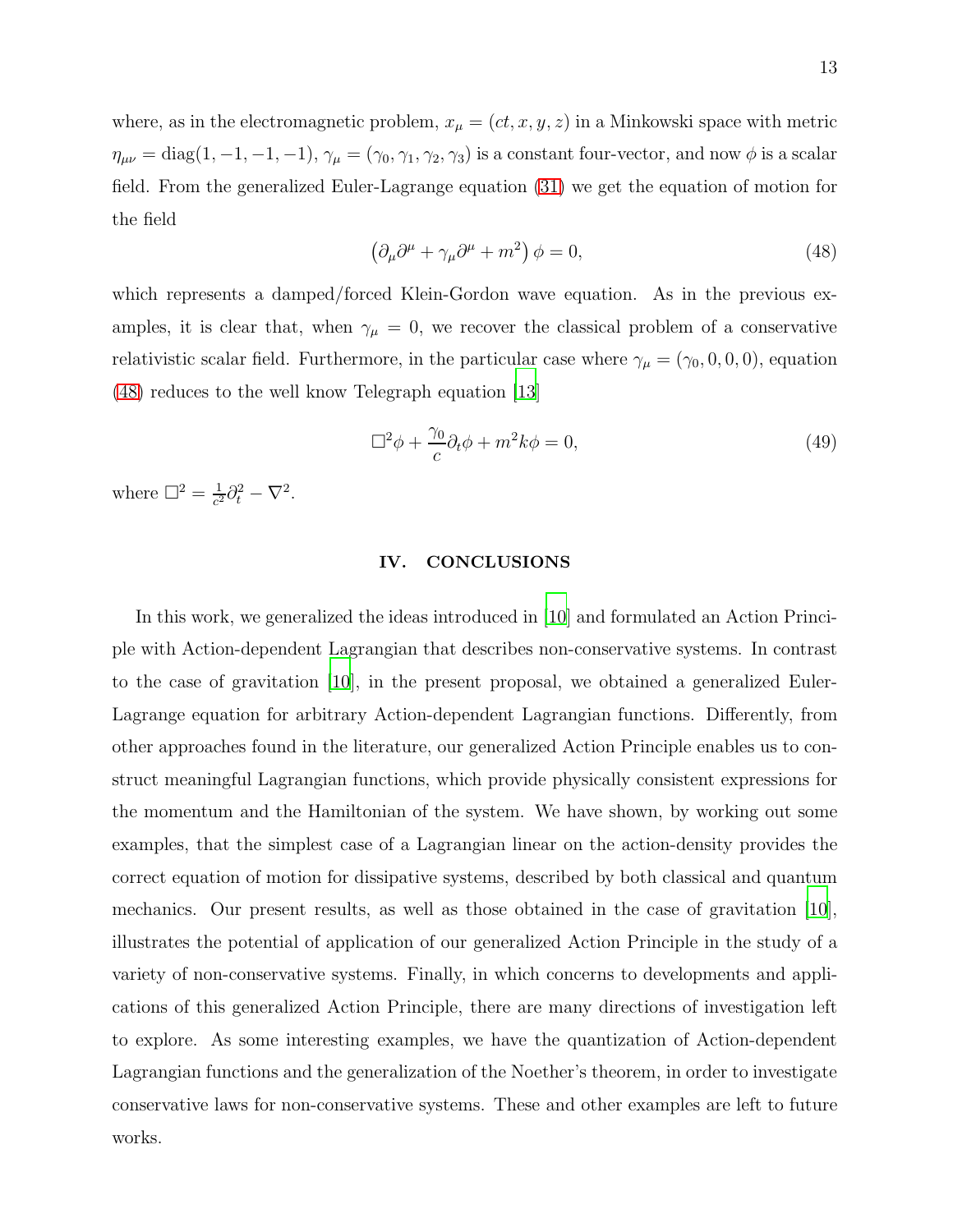where, as in the electromagnetic problem, $x_\mu = (ct, x, y, z)$ in a Minkowski space with metric $\eta_{\mu\nu} = \text{diag}(1, -1, -1, -1)$, $\gamma_\mu = (\gamma_0, \gamma_1, \gamma_2, \gamma_3)$ is a constant four-vector, and now $\phi$ is a scalar field. From the generalized Euler-Lagrange equation (31) we get the equation of motion for the field

$$\left(\partial_\mu \partial^\mu + \gamma_\mu \partial^\mu + m^2\right) \phi = 0, \tag{48}$$

which represents a damped/forced Klein-Gordon wave equation. As in the previous examples, it is clear that, when $\gamma_\mu = 0$, we recover the classical problem of a conservative relativistic scalar field. Furthermore, in the particular case where $\gamma_\mu = (\gamma_0, 0, 0, 0)$, equation (48) reduces to the well know Telegraph equation [13]

$$\Box^2 \phi + \frac{\gamma_0}{c} \partial_t \phi + m^2 k \phi = 0, \tag{49}$$

where $\Box^2 = \frac{1}{c^2}\partial_t^2 - \nabla^2$.

## IV. CONCLUSIONS

In this work, we generalized the ideas introduced in [10] and formulated an Action Principle with Action-dependent Lagrangian that describes non-conservative systems. In contrast to the case of gravitation [10], in the present proposal, we obtained a generalized Euler-Lagrange equation for arbitrary Action-dependent Lagrangian functions. Differently, from other approaches found in the literature, our generalized Action Principle enables us to construct meaningful Lagrangian functions, which provide physically consistent expressions for the momentum and the Hamiltonian of the system. We have shown, by working out some examples, that the simplest case of a Lagrangian linear on the action-density provides the correct equation of motion for dissipative systems, described by both classical and quantum mechanics. Our present results, as well as those obtained in the case of gravitation [10], illustrates the potential of application of our generalized Action Principle in the study of a variety of non-conservative systems. Finally, in which concerns to developments and applications of this generalized Action Principle, there are many directions of investigation left to explore. As some interesting examples, we have the quantization of Action-dependent Lagrangian functions and the generalization of the Noether's theorem, in order to investigate conservative laws for non-conservative systems. These and other examples are left to future works.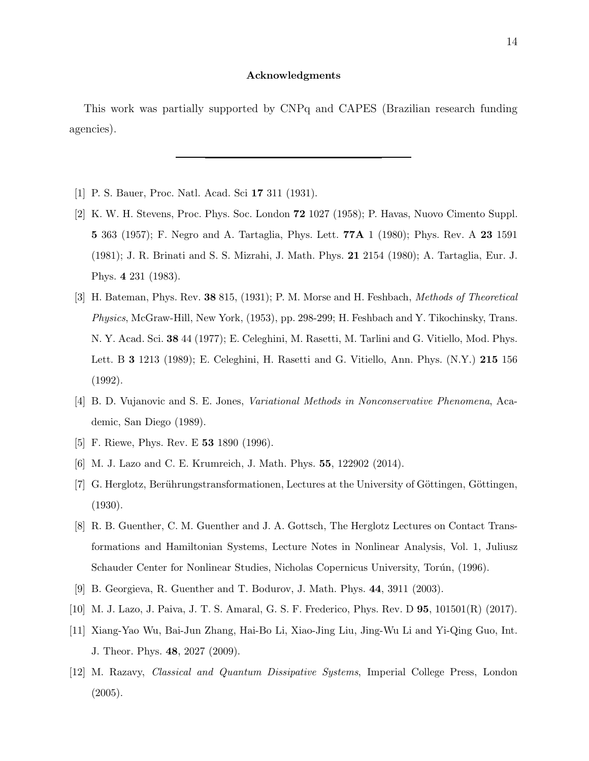### Acknowledgments

This work was partially supported by CNPq and CAPES (Brazilian research funding agencies).

---

[1] P. S. Bauer, Proc. Natl. Acad. Sci **17** 311 (1931).

[2] K. W. H. Stevens, Proc. Phys. Soc. London **72** 1027 (1958); P. Havas, Nuovo Cimento Suppl. **5** 363 (1957); F. Negro and A. Tartaglia, Phys. Lett. **77A** 1 (1980); Phys. Rev. A **23** 1591 (1981); J. R. Brinati and S. S. Mizrahi, J. Math. Phys. **21** 2154 (1980); A. Tartaglia, Eur. J. Phys. **4** 231 (1983).

[3] H. Bateman, Phys. Rev. **38** 815, (1931); P. M. Morse and H. Feshbach, *Methods of Theoretical Physics*, McGraw-Hill, New York, (1953), pp. 298-299; H. Feshbach and Y. Tikochinsky, Trans. N. Y. Acad. Sci. **38** 44 (1977); E. Celeghini, M. Rasetti, M. Tarlini and G. Vitiello, Mod. Phys. Lett. B **3** 1213 (1989); E. Celeghini, H. Rasetti and G. Vitiello, Ann. Phys. (N.Y.) **215** 156 (1992).

[4] B. D. Vujanovic and S. E. Jones, *Variational Methods in Nonconservative Phenomena*, Academic, San Diego (1989).

[5] F. Riewe, Phys. Rev. E **53** 1890 (1996).

[6] M. J. Lazo and C. E. Krumreich, J. Math. Phys. **55**, 122902 (2014).

[7] G. Herglotz, Berührungstransformationen, Lectures at the University of Göttingen, Göttingen, (1930).

[8] R. B. Guenther, C. M. Guenther and J. A. Gottsch, The Herglotz Lectures on Contact Transformations and Hamiltonian Systems, Lecture Notes in Nonlinear Analysis, Vol. 1, Juliusz Schauder Center for Nonlinear Studies, Nicholas Copernicus University, Torún, (1996).

[9] B. Georgieva, R. Guenther and T. Bodurov, J. Math. Phys. **44**, 3911 (2003).

[10] M. J. Lazo, J. Paiva, J. T. S. Amaral, G. S. F. Frederico, Phys. Rev. D **95**, 101501(R) (2017).

[11] Xiang-Yao Wu, Bai-Jun Zhang, Hai-Bo Li, Xiao-Jing Liu, Jing-Wu Li and Yi-Qing Guo, Int. J. Theor. Phys. **48**, 2027 (2009).

[12] M. Razavy, *Classical and Quantum Dissipative Systems*, Imperial College Press, London (2005).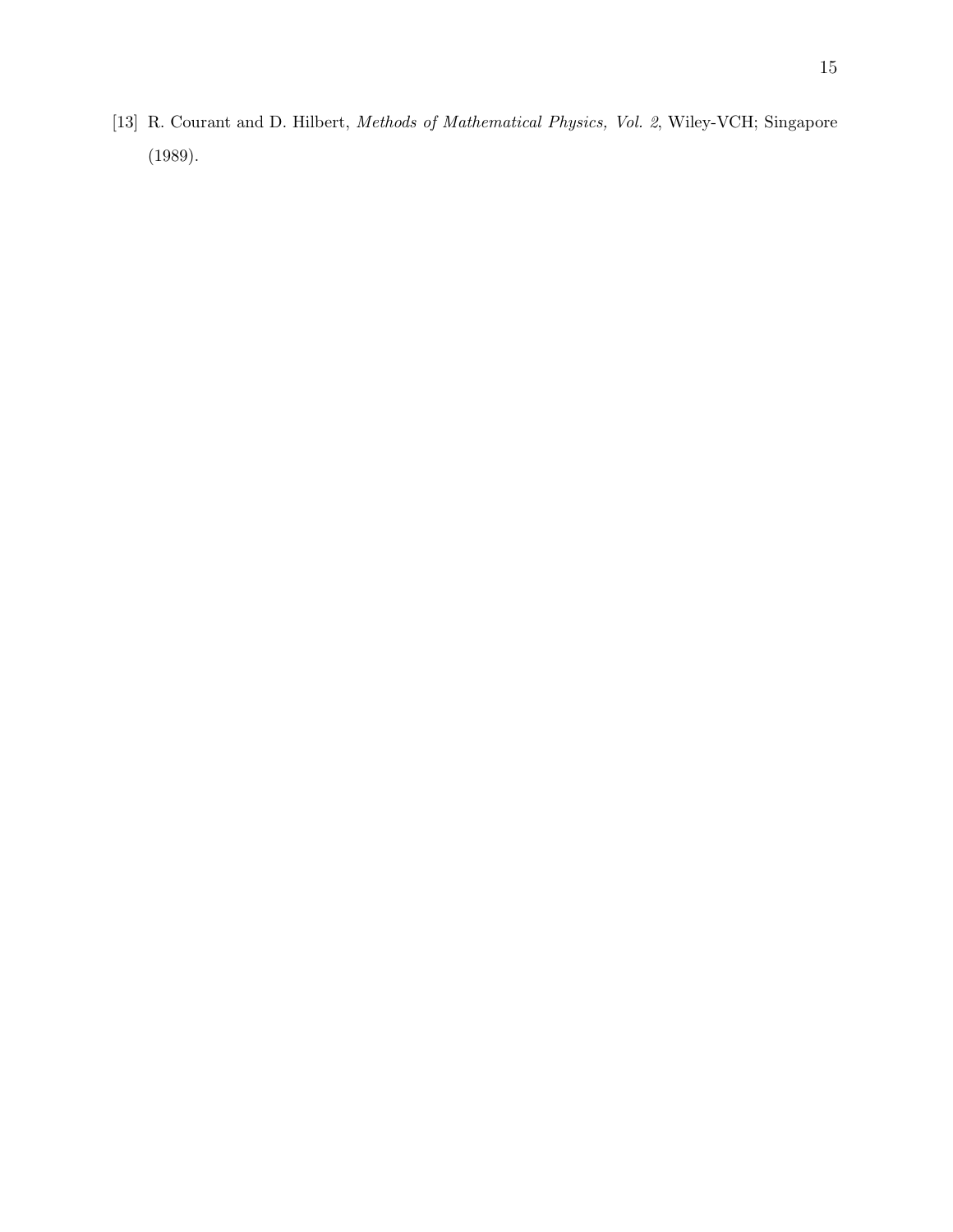[13] R. Courant and D. Hilbert, *Methods of Mathematical Physics, Vol. 2*, Wiley-VCH; Singapore (1989).